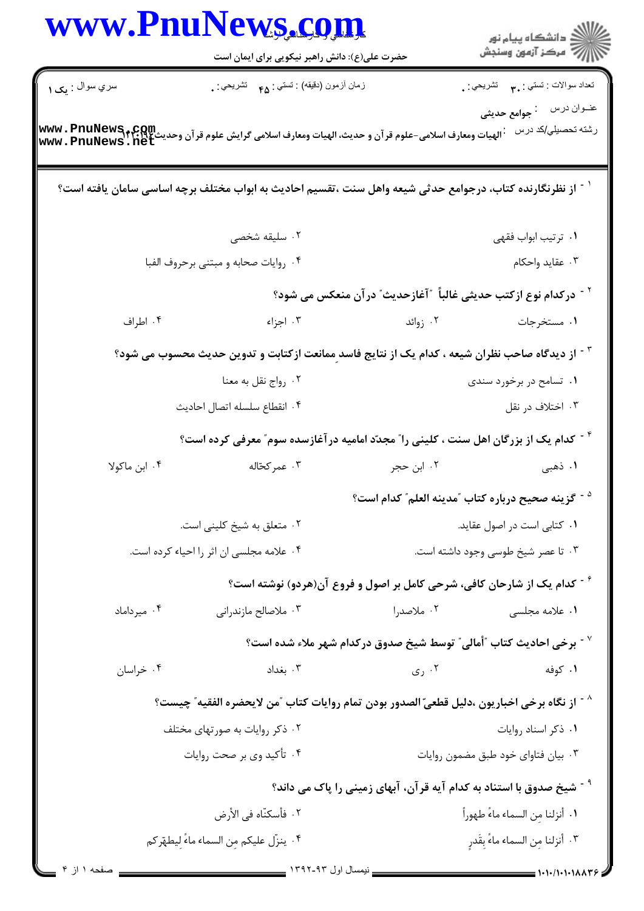حضرت علی(ع): دانش راهبر نیکویی برای ایمان است

سري سوال : یک ۱ | زمان آزمون (دقیقه) : تستی : ۴۵ تشریحی : ۰ | تعداد سوالات : تستی : ۳۰ تشریحی : ۰

عنـوان درس : جوامع حدیثی

رشته تحصيلي/کد درس : الهیات ومعارف اسلامی-علوم قرآن و حدیث، الهیات ومعارف اسلامی گرایش علوم قرآن وحدیث۱۲۲۰۱۹۴

۱- از نظرنگارنده کتاب، درجوامع حدثی شیعه واهل سنت ،تقسیم احادیث به ابواب مختلف برچه اساسی سامان یافته است؟

۱. ترتیب ابواب فقهی
۲. سلیقه شخصی
۳. عقاید واحکام
۴. روایات صحابه و مبتنی برحروف الفبا

۲- درکدام نوع ازکتب حدیثی غالباً "آغازحدیث" درآن منعکس می شود؟

۱. مستخرجات
۲. زوائد
۳. اجزاء
۴. اطراف

۳- از دیدگاه صاحب نظران شیعه ، کدام یک از نتایج فاسد ممانعت ازکتابت و تدوین حدیث محسوب می شود؟

۱. تسامح در برخورد سندی
۲. رواج نقل به معنا
۳. اختلاف در نقل
۴. انقطاع سلسله اتصال احادیث

۴- کدام یک از بزرگان اهل سنت ، کلینی را" مجدّد امامیه درآغازسده سوم" معرفی کرده است؟

۱. ذهبی
۲. ابن حجر
۳. عمرکحّاله
۴. ابن ماکولا

۵- گزینه صحیح درباره کتاب "مدینه العلم" کدام است؟

۱. کتابی است در اصول عقاید.
۲. متعلق به شیخ کلینی است.
۳. تا عصر شیخ طوسی وجود داشته است.
۴. علامه مجلسی ان اثر را احیاء کرده است.

۶- کدام یک از شارحان کافی، شرحی کامل بر اصول و فروع آن(هردو) نوشته است؟

۱. علامه مجلسی
۲. ملاصدرا
۳. ملاصالح مازندرانی
۴. میرداماد

۷- برخی احادیث کتاب "أمالي" توسط شیخ صدوق درکدام شهر املاء شده است؟

۱. کوفه
۲. ری
۳. بغداد
۴. خراسان

۸- از نگاه برخی اخباریون ،دلیل قطعیّ الصدور بودن تمام روایات کتاب "من لایحضره الفقیه" چیست؟

۱. ذکر اسناد روایات
۲. ذکر روایات به صورتهای مختلف
۳. بیان فتاوای خود طبق مضمون روایات
۴. تأکید وی بر صحت روایات

۹- شیخ صدوق با استناد به کدام آیه قرآن، آبهای زمینی را پاک می داند؟

۱. أنزلنا مِن السماء ماءً طهوراً
۲. فأسکنّاه فی الأرض
۳. أنزلنا مِن السماء ماءً بِقَدرٍ
۴. ینزّل علیکم مِن السماء ماءً لِیطهّرکم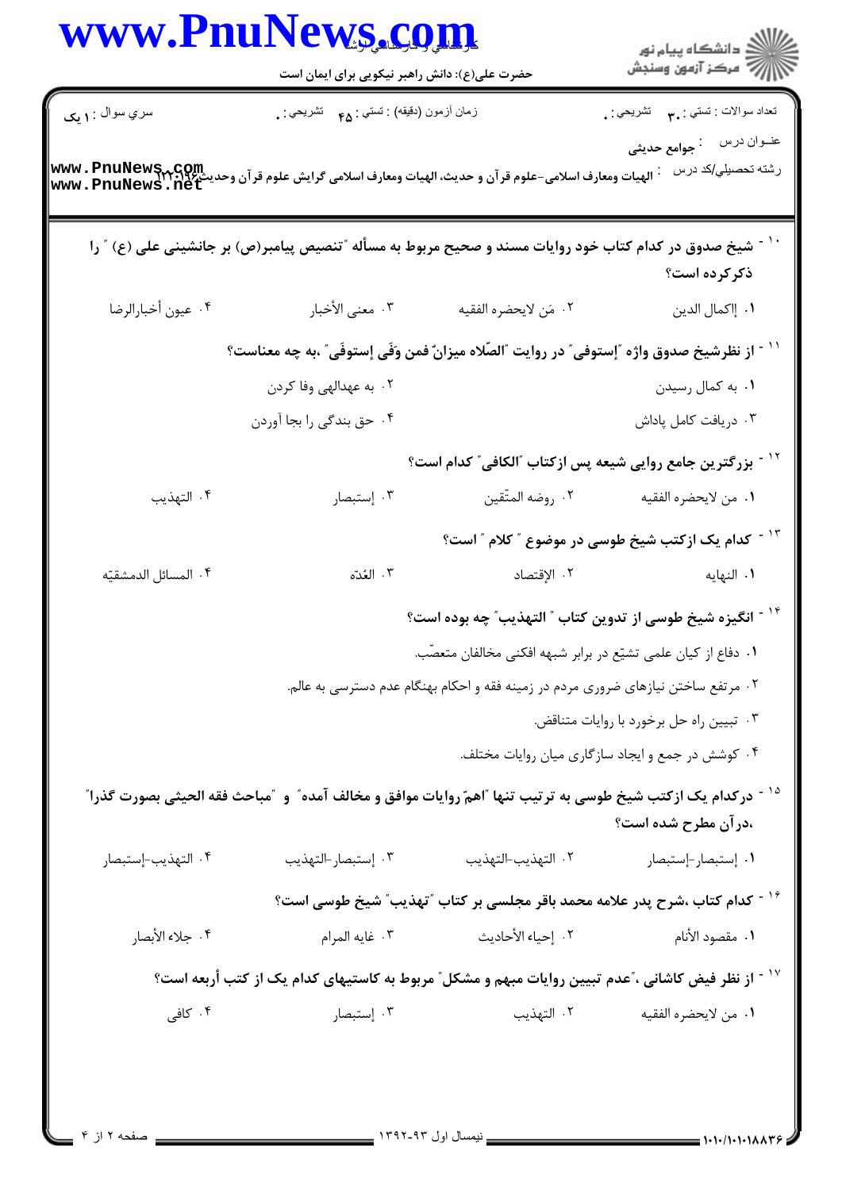سري سوال : ۱ یک

زمان آزمون (دقیقه) : تستی : ۴۵ تشریحی : ۰

تعداد سوالات : تستی : ۳۰ تشریحی : ۰

عنوان درس : جوامع حدیثی

رشته تحصیلي/کد درس : الهیات ومعارف اسلامی-علوم قرآن و حدیث، الهیات ومعارف اسلامی گرایش علوم قرآن وحدیث۱۲۲۰۱۹۶

۱۰- شیخ صدوق در کدام کتاب خود روایات مسند و صحیح مربوط به مسأله "تنصیص پیامبر(ص) بر جانشینی علی (ع) " را ذکرکرده است؟

۱. إکمال الدین
۲. مَن لایحضره الفقیه
۳. معنی الأخبار
۴. عیون أخبارالرضا

۱۱- از نظرشیخ صدوق واژه "إستوفی" در روایت "الصّلاه میزانٌ فمن وَفَی إستوفَی" ،به چه معناست؟

۱. به کمال رسیدن
۲. به عهدالهی وفا کردن
۳. دریافت کامل پاداش
۴. حق بندگی را بجا آوردن

۱۲- بزرگترین جامع روایی شیعه پس ازکتاب "الکافی" کدام است؟

۱. من لایحضره الفقیه
۲. روضه المتّقین
۳. إستبصار
۴. التهذیب

۱۳- کدام یک ازکتب شیخ طوسی در موضوع " کلام " است؟

۱. النهایه
۲. الإقتصاد
۳. العُدّه
۴. المسائل الدمشقیّه

۱۴- انگیزه شیخ طوسی از تدوین کتاب " التهذیب" چه بوده است؟

۱. دفاع از کیان علمی تشیّع در برابر شبهه افکنی مخالفان متعصّب.
۲. مرتفع ساختن نیازهای ضروری مردم در زمینه فقه و احکام بهنگام عدم دسترسی به عالم.
۳. تبیین راه حل برخورد با روایات متناقض.
۴. کوشش در جمع و ایجاد سازگاری میان روایات مختلف.

۱۵- درکدام یک ازکتب شیخ طوسی به ترتیب تنها "اهمّ روایات موافق و مخالف آمده" و "مباحث فقه الحیثی بصورت گذرا" ،درآن مطرح شده است؟

۱. إستبصار-إستبصار
۲. التهذیب-التهذیب
۳. إستبصار-التهذیب
۴. التهذیب-إستبصار

۱۶- کدام کتاب ،شرح پدر علامه محمد باقر مجلسی بر کتاب "تهذیب" شیخ طوسی است؟

۱. مقصود الأنام
۲. إحیاء الأحادیث
۳. غایه المرام
۴. جلاء الأبصار

۱۷- از نظر فیض کاشانی ،"عدم تبیین روایات مبهم و مشکل" مربوط به کاستیهای کدام یک از کتب أربعه است؟

۱. من لایحضره الفقیه
۲. التهذیب
۳. إستبصار
۴. کافی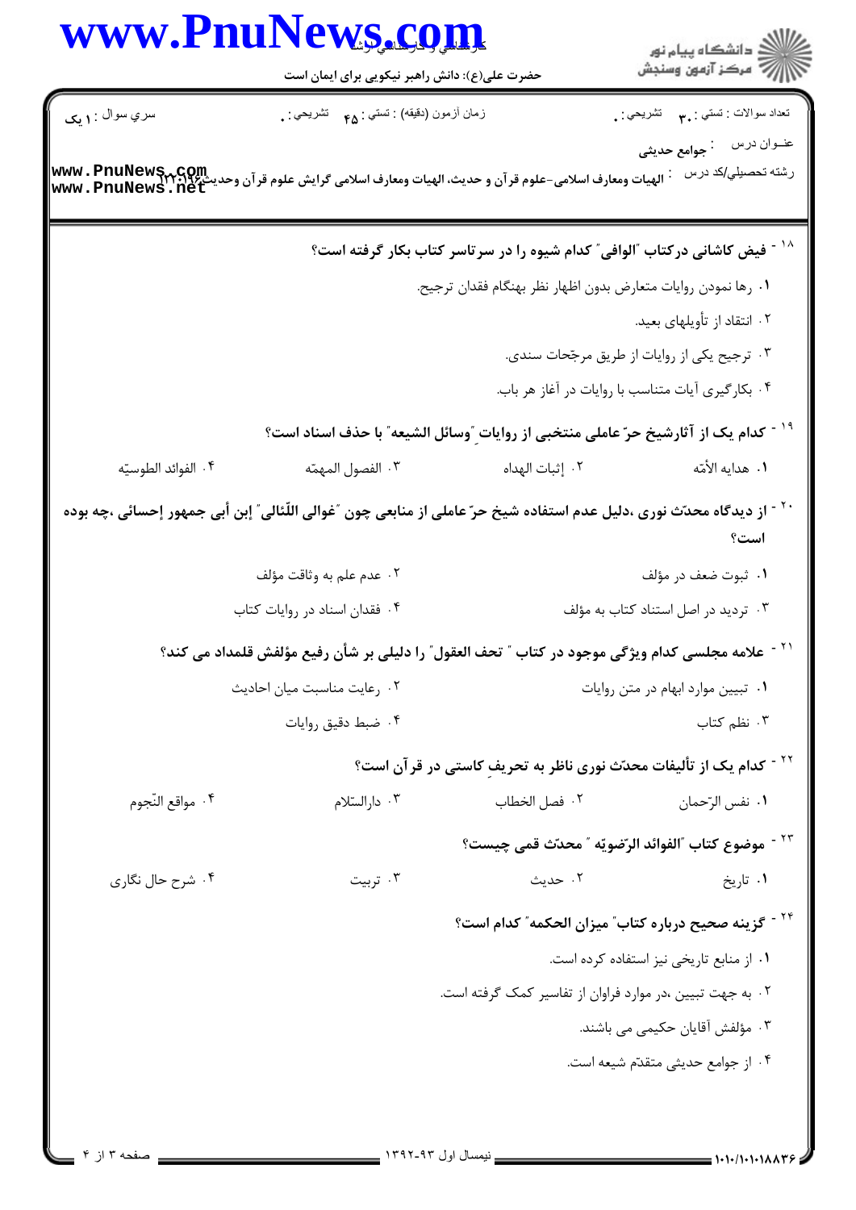سري سوال : ۱ یک

زمان آزمون (دقیقه) : تستی : ۴۵ تشریحی : ۰

تعداد سوالات : تستی : ۳۰ تشریحی : ۰

عنوان درس : جوامع حدیثی

رشته تحصیلی/کد درس : الهیات ومعارف اسلامی-علوم قرآن و حدیث، الهیات ومعارف اسلامی گرایش علوم قرآن وحدیث۱۲۲۰۱۹۶

۱۸ - فیض کاشانی درکتاب "الوافی" کدام شیوه را در سرتاسر کتاب بکار گرفته است؟

۱. رها نمودن روایات متعارض بدون اظهار نظر بهنگام فقدان ترجیح.

۲. انتقاد از تأویلهای بعید.

۳. ترجیح یکی از روایات از طریق مرجّحات سندی.

۴. بکارگیری آیات متناسب با روایات در آغاز هر باب.

۱۹ - کدام یک از آثارشیخ حرّ عاملی منتخبی از روایات "وسائل الشیعه" با حذف اسناد است؟

۱. هدایه الأمّه ۲. إثبات الهداه ۳. الفصول المهمّه ۴. الفوائد الطوسیّه

۲۰ - از دیدگاه محدّث نوری ،دلیل عدم استفاده شیخ حرّ عاملی از منابعی چون "غوالی اللّئالی" إبن أبی جمهور إحسائی ،چه بوده است؟

۱. ثبوت ضعف در مؤلف

۲. عدم علم به وثاقت مؤلف

۳. تردید در اصل استناد کتاب به مؤلف

۴. فقدان اسناد در روایات کتاب

۲۱ - علامه مجلسی کدام ویژگی موجود در کتاب " تحف العقول" را دلیلی بر شأن رفیع مؤلفش قلمداد می کند؟

۱. تبیین موارد ابهام در متن روایات

۲. رعایت مناسبت میان احادیث

۳. نظم کتاب

۴. ضبط دقیق روایات

۲۲ - کدام یک از تألیفات محدّث نوری ناظر به تحریفِ کاستی در قرآن است؟

۱. نفس الرّحمان ۲. فصل الخطاب ۳. دارالسّلام ۴. مواقع النّجوم

۲۳ - موضوع کتاب "الفوائد الرّضویّه " محدّث قمی چیست؟

۱. تاریخ ۲. حدیث ۳. تربیت ۴. شرح حال نگاری

۲۴ - گزینه صحیح درباره کتاب" میزان الحکمه" کدام است؟

۱. از منابع تاریخی نیز استفاده کرده است.

۲. به جهت تبیین ،در موارد فراوان از تفاسیر کمک گرفته است.

۳. مؤلفش آقایان حکیمی می باشند.

۴. از جوامع حدیثی متقدّم شیعه است.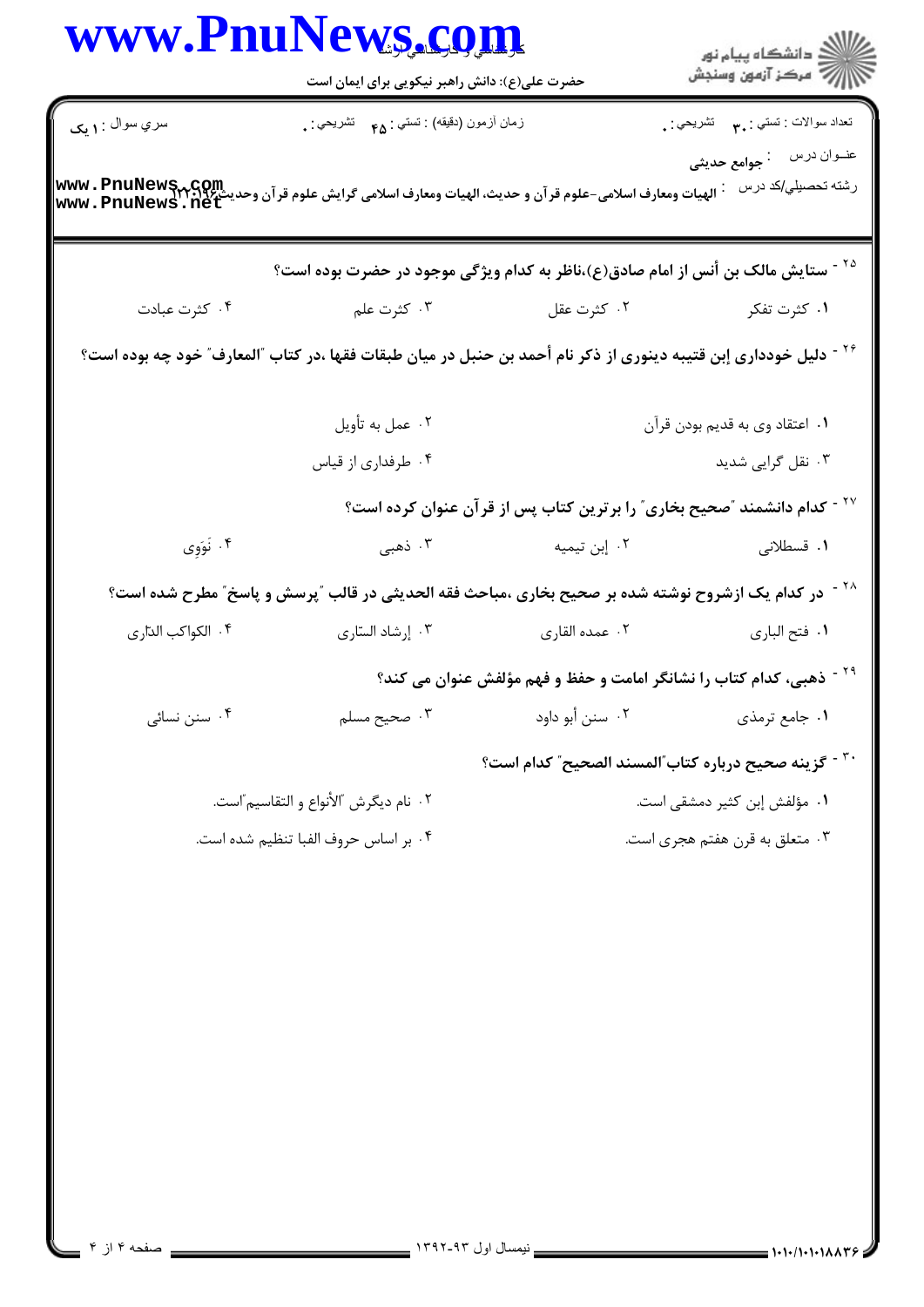۲۵ - ستایش مالک بن أنس از امام صادق(ع)،ناظر به کدام ویژگی موجود در حضرت بوده است؟

۱. کثرت تفکر
۲. کثرت عقل
۳. کثرت علم
۴. کثرت عبادت

۲۶ - دلیل خودداری إبن قتیبه دینوری از ذکر نام أحمد بن حنبل در میان طبقات فقها ،در کتاب "المعارف" خود چه بوده است؟

۱. اعتقاد وی به قدیم بودن قرآن
۲. عمل به تأویل
۳. نقل گرایی شدید
۴. طرفداری از قیاس

۲۷ - کدام دانشمند "صحیح بخاری" را برترین کتاب پس از قرآن عنوان کرده است؟

۱. قسطلانی
۲. إبن تیمیه
۳. ذهبی
۴. نَوَوی

۲۸ - در کدام یک ازشروح نوشته شده بر صحیح بخاری ،مباحث فقه الحدیثی در قالب "پرسش و پاسخ" مطرح شده است؟

۱. فتح الباری
۲. عمده القاری
۳. إرشاد الساری
۴. الکواکب الدّاری

۲۹ - ذهبی، کدام کتاب را نشانگر امامت و حفظ و فهم مؤلفش عنوان می کند؟

۱. جامع ترمذی
۲. سنن أبو داود
۳. صحیح مسلم
۴. سنن نسائی

۳۰ - گزینه صحیح درباره کتاب"المسند الصحیح" کدام است؟

۱. مؤلفش إبن کثیر دمشقی است.
۲. نام دیگرش "الأنواع و التقاسیم"است.
۳. متعلق به قرن هفتم هجری است.
۴. بر اساس حروف الفبا تنظیم شده است.